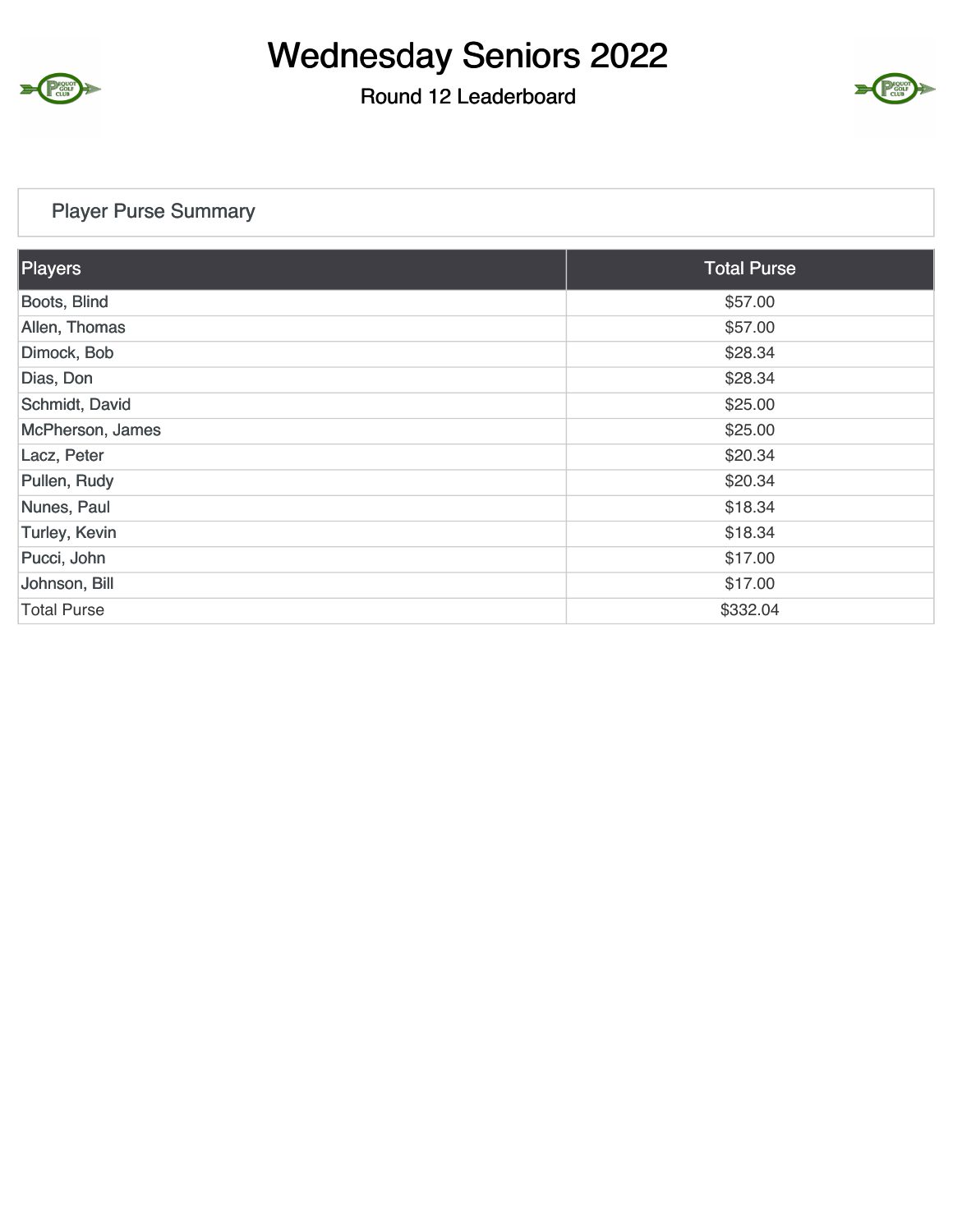# Wednesday Seniors 2022

## Round 12 Leaderboard

### Player Purse Summary

| Players | Total Purse |
|---|---|
| Boots, Blind | $57.00 |
| Allen, Thomas | $57.00 |
| Dimock, Bob | $28.34 |
| Dias, Don | $28.34 |
| Schmidt, David | $25.00 |
| McPherson, James | $25.00 |
| Lacz, Peter | $20.34 |
| Pullen, Rudy | $20.34 |
| Nunes, Paul | $18.34 |
| Turley, Kevin | $18.34 |
| Pucci, John | $17.00 |
| Johnson, Bill | $17.00 |
| Total Purse | $332.04 |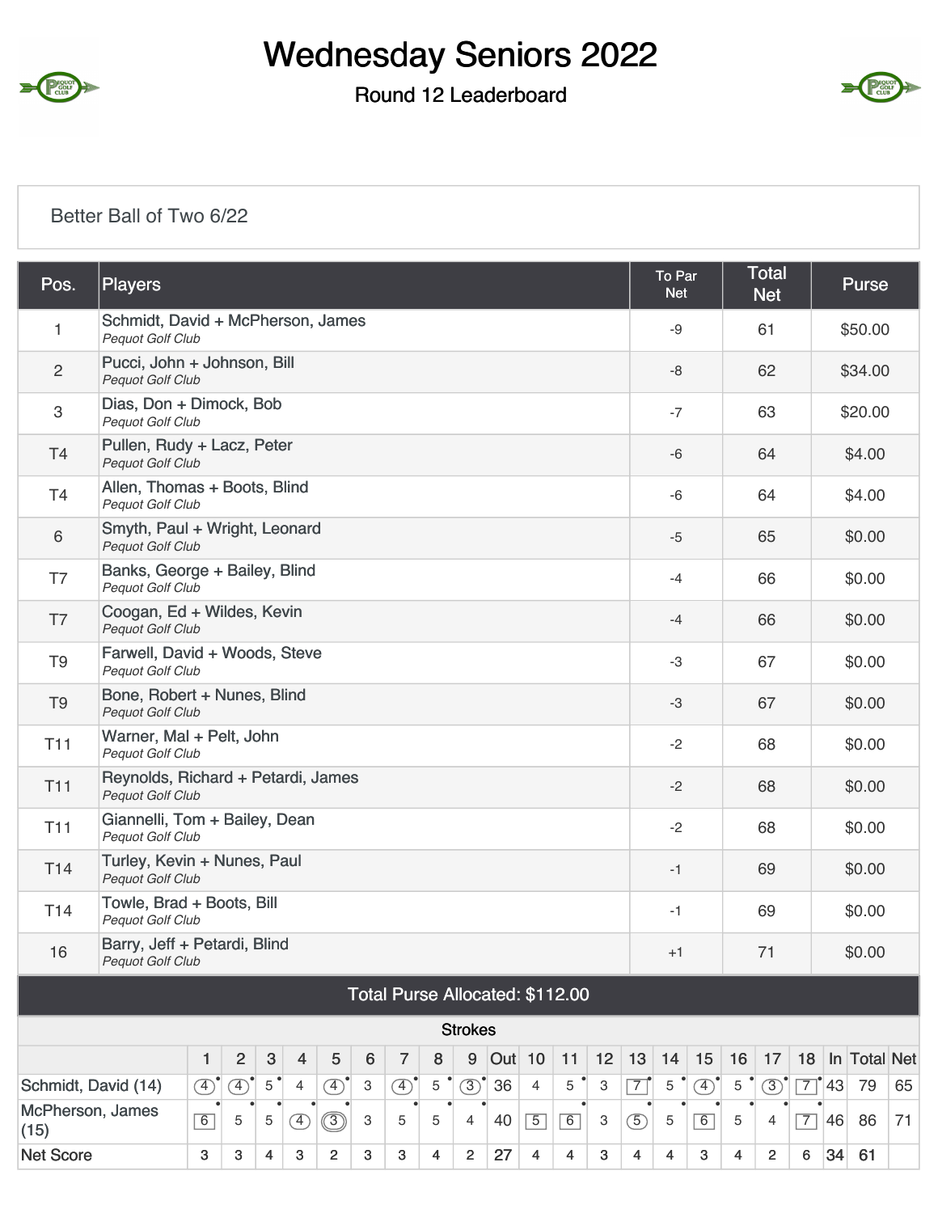# Wednesday Seniors 2022

## Round 12 Leaderboard

Better Ball of Two 6/22

| Pos. | Players | To Par Net | Total Net | Purse |
|---|---|---|---|---|
| 1 | Schmidt, David + McPherson, James<br>*Pequot Golf Club* | -9 | 61 | $50.00 |
| 2 | Pucci, John + Johnson, Bill<br>*Pequot Golf Club* | -8 | 62 | $34.00 |
| 3 | Dias, Don + Dimock, Bob<br>*Pequot Golf Club* | -7 | 63 | $20.00 |
| T4 | Pullen, Rudy + Lacz, Peter<br>*Pequot Golf Club* | -6 | 64 | $4.00 |
| T4 | Allen, Thomas + Boots, Blind<br>*Pequot Golf Club* | -6 | 64 | $4.00 |
| 6 | Smyth, Paul + Wright, Leonard<br>*Pequot Golf Club* | -5 | 65 | $0.00 |
| T7 | Banks, George + Bailey, Blind<br>*Pequot Golf Club* | -4 | 66 | $0.00 |
| T7 | Coogan, Ed + Wildes, Kevin<br>*Pequot Golf Club* | -4 | 66 | $0.00 |
| T9 | Farwell, David + Woods, Steve<br>*Pequot Golf Club* | -3 | 67 | $0.00 |
| T9 | Bone, Robert + Nunes, Blind<br>*Pequot Golf Club* | -3 | 67 | $0.00 |
| T11 | Warner, Mal + Pelt, John<br>*Pequot Golf Club* | -2 | 68 | $0.00 |
| T11 | Reynolds, Richard + Petardi, James<br>*Pequot Golf Club* | -2 | 68 | $0.00 |
| T11 | Giannelli, Tom + Bailey, Dean<br>*Pequot Golf Club* | -2 | 68 | $0.00 |
| T14 | Turley, Kevin + Nunes, Paul<br>*Pequot Golf Club* | -1 | 69 | $0.00 |
| T14 | Towle, Brad + Boots, Bill<br>*Pequot Golf Club* | -1 | 69 | $0.00 |
| 16 | Barry, Jeff + Petardi, Blind<br>*Pequot Golf Club* | +1 | 71 | $0.00 |

**Total Purse Allocated: $112.00**

Strokes

| | 1 | 2 | 3 | 4 | 5 | 6 | 7 | 8 | 9 | Out | 10 | 11 | 12 | 13 | 14 | 15 | 16 | 17 | 18 | In | Total | Net |
|---|---|---|---|---|---|---|---|---|---|---|---|---|---|---|---|---|---|---|---|---|---|---|
| Schmidt, David (14) | 4 | 4 | 5 | 4 | 4 | 3 | 4 | 5 | 3 | 36 | 4 | 5 | 3 | 7 | 5 | 4 | 5 | 3 | 7 | 43 | 79 | 65 |
| McPherson, James (15) | 6 | 5 | 5 | 4 | 3 | 3 | 5 | 5 | 4 | 40 | 5 | 6 | 3 | 5 | 5 | 6 | 5 | 4 | 7 | 46 | 86 | 71 |
| Net Score | 3 | 3 | 4 | 3 | 2 | 3 | 3 | 4 | 2 | 27 | 4 | 4 | 3 | 4 | 4 | 3 | 4 | 2 | 6 | 34 | 61 | |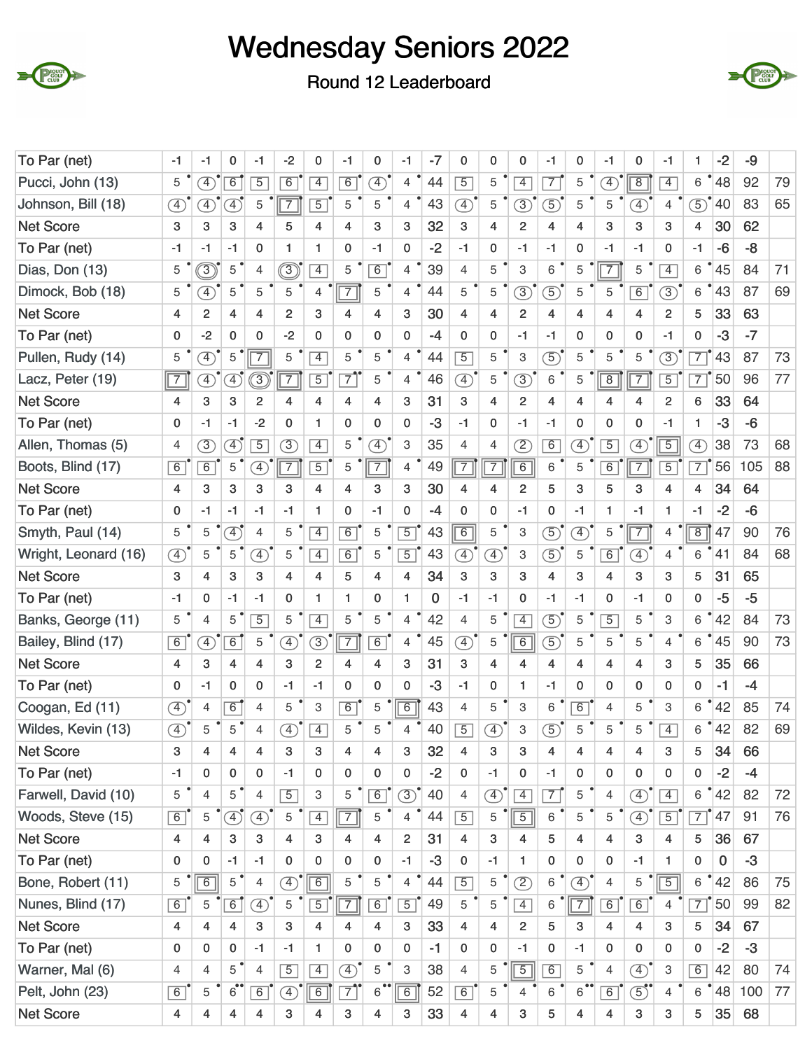# Wednesday Seniors 2022

Round 12 Leaderboard

| | | | | | | | | | | | | | | | | | | | | | | |
|---|---|---|---|---|---|---|---|---|---|---|---|---|---|---|---|---|---|---|---|---|---|---|
| To Par (net) | -1 | -1 | 0 | -1 | -2 | 0 | -1 | 0 | -1 | -7 | 0 | 0 | 0 | -1 | 0 | -1 | 0 | -1 | 1 | -2 | -9 | |
| Pucci, John (13) | 5 | 4 | 6 | 5 | 6 | 4 | 6 | 4 | 4 | 44 | 5 | 5 | 4 | 7 | 5 | 4 | 8 | 4 | 6 | 48 | 92 | 79 |
| Johnson, Bill (18) | 4 | 4 | 4 | 5 | 7 | 5 | 5 | 5 | 4 | 43 | 4 | 5 | 3 | 5 | 5 | 5 | 4 | 4 | 5 | 40 | 83 | 65 |
| Net Score | 3 | 3 | 3 | 4 | 5 | 4 | 4 | 3 | 3 | 32 | 3 | 4 | 2 | 4 | 4 | 3 | 3 | 3 | 4 | 30 | 62 | |
| To Par (net) | -1 | -1 | -1 | 0 | 1 | 1 | 0 | -1 | 0 | -2 | -1 | 0 | -1 | -1 | 0 | -1 | -1 | 0 | -1 | -6 | -8 | |
| Dias, Don (13) | 5 | 3 | 5 | 4 | 3 | 4 | 5 | 6 | 4 | 39 | 4 | 5 | 3 | 6 | 5 | 7 | 5 | 4 | 6 | 45 | 84 | 71 |
| Dimock, Bob (18) | 5 | 4 | 5 | 5 | 5 | 4 | 7 | 5 | 4 | 44 | 5 | 5 | 3 | 5 | 5 | 5 | 6 | 3 | 6 | 43 | 87 | 69 |
| Net Score | 4 | 2 | 4 | 4 | 2 | 3 | 4 | 4 | 3 | 30 | 4 | 4 | 2 | 4 | 4 | 4 | 4 | 2 | 5 | 33 | 63 | |
| To Par (net) | 0 | -2 | 0 | 0 | -2 | 0 | 0 | 0 | 0 | -4 | 0 | 0 | -1 | -1 | 0 | 0 | 0 | -1 | 0 | -3 | -7 | |
| Pullen, Rudy (14) | 5 | 4 | 5 | 7 | 5 | 4 | 5 | 5 | 4 | 44 | 5 | 5 | 3 | 5 | 5 | 5 | 5 | 3 | 7 | 43 | 87 | 73 |
| Lacz, Peter (19) | 7 | 4 | 4 | 3 | 7 | 5 | 7 | 5 | 4 | 46 | 4 | 5 | 3 | 6 | 5 | 8 | 7 | 5 | 7 | 50 | 96 | 77 |
| Net Score | 4 | 3 | 3 | 2 | 4 | 4 | 4 | 4 | 3 | 31 | 3 | 4 | 2 | 4 | 4 | 4 | 4 | 2 | 6 | 33 | 64 | |
| To Par (net) | 0 | -1 | -1 | -2 | 0 | 1 | 0 | 0 | 0 | -3 | -1 | 0 | -1 | -1 | 0 | 0 | 0 | -1 | 1 | -3 | -6 | |
| Allen, Thomas (5) | 4 | 3 | 4 | 5 | 3 | 4 | 5 | 4 | 3 | 35 | 4 | 4 | 2 | 6 | 4 | 5 | 4 | 5 | 4 | 38 | 73 | 68 |
| Boots, Blind (17) | 6 | 6 | 5 | 4 | 7 | 5 | 5 | 7 | 4 | 49 | 7 | 7 | 6 | 6 | 5 | 6 | 7 | 5 | 7 | 56 | 105 | 88 |
| Net Score | 4 | 3 | 3 | 3 | 3 | 4 | 4 | 3 | 3 | 30 | 4 | 4 | 2 | 5 | 3 | 5 | 3 | 4 | 4 | 34 | 64 | |
| To Par (net) | 0 | -1 | -1 | -1 | -1 | 1 | 0 | -1 | 0 | -4 | 0 | 0 | -1 | 0 | -1 | 1 | -1 | 1 | -1 | -2 | -6 | |
| Smyth, Paul (14) | 5 | 5 | 4 | 4 | 5 | 4 | 6 | 5 | 5 | 43 | 6 | 5 | 3 | 5 | 4 | 5 | 7 | 4 | 8 | 47 | 90 | 76 |
| Wright, Leonard (16) | 4 | 5 | 5 | 4 | 5 | 4 | 6 | 5 | 5 | 43 | 4 | 4 | 3 | 5 | 5 | 6 | 4 | 4 | 6 | 41 | 84 | 68 |
| Net Score | 3 | 4 | 3 | 3 | 4 | 4 | 5 | 4 | 4 | 34 | 3 | 3 | 3 | 4 | 3 | 4 | 3 | 3 | 5 | 31 | 65 | |
| To Par (net) | -1 | 0 | -1 | -1 | 0 | 1 | 1 | 0 | 1 | 0 | -1 | -1 | 0 | -1 | -1 | 0 | -1 | 0 | 0 | -5 | -5 | |
| Banks, George (11) | 5 | 4 | 5 | 5 | 5 | 4 | 5 | 5 | 4 | 42 | 4 | 5 | 4 | 5 | 5 | 5 | 5 | 3 | 6 | 42 | 84 | 73 |
| Bailey, Blind (17) | 6 | 4 | 6 | 5 | 4 | 3 | 7 | 6 | 4 | 45 | 4 | 5 | 6 | 5 | 5 | 5 | 5 | 4 | 6 | 45 | 90 | 73 |
| Net Score | 4 | 3 | 4 | 4 | 3 | 2 | 4 | 4 | 3 | 31 | 3 | 4 | 4 | 4 | 4 | 4 | 4 | 3 | 5 | 35 | 66 | |
| To Par (net) | 0 | -1 | 0 | 0 | -1 | -1 | 0 | 0 | 0 | -3 | -1 | 0 | 1 | -1 | 0 | 0 | 0 | 0 | 0 | -1 | -4 | |
| Coogan, Ed (11) | 4 | 4 | 6 | 4 | 5 | 3 | 6 | 5 | 6 | 43 | 4 | 5 | 3 | 6 | 6 | 4 | 5 | 3 | 6 | 42 | 85 | 74 |
| Wildes, Kevin (13) | 4 | 5 | 5 | 4 | 4 | 4 | 5 | 5 | 4 | 40 | 5 | 4 | 3 | 5 | 5 | 5 | 5 | 4 | 6 | 42 | 82 | 69 |
| Net Score | 3 | 4 | 4 | 4 | 3 | 3 | 4 | 4 | 3 | 32 | 4 | 3 | 3 | 4 | 4 | 4 | 4 | 3 | 5 | 34 | 66 | |
| To Par (net) | -1 | 0 | 0 | 0 | -1 | 0 | 0 | 0 | 0 | -2 | 0 | -1 | 0 | -1 | 0 | 0 | 0 | 0 | 0 | -2 | -4 | |
| Farwell, David (10) | 5 | 4 | 5 | 4 | 5 | 3 | 5 | 6 | 3 | 40 | 4 | 4 | 4 | 7 | 5 | 4 | 4 | 4 | 6 | 42 | 82 | 72 |
| Woods, Steve (15) | 6 | 5 | 4 | 4 | 5 | 4 | 7 | 5 | 4 | 44 | 5 | 5 | 5 | 6 | 5 | 5 | 4 | 5 | 7 | 47 | 91 | 76 |
| Net Score | 4 | 4 | 3 | 3 | 4 | 3 | 4 | 4 | 2 | 31 | 4 | 3 | 4 | 5 | 4 | 4 | 3 | 4 | 5 | 36 | 67 | |
| To Par (net) | 0 | 0 | -1 | -1 | 0 | 0 | 0 | 0 | -1 | -3 | 0 | -1 | 1 | 0 | 0 | 0 | -1 | 1 | 0 | 0 | -3 | |
| Bone, Robert (11) | 5 | 6 | 5 | 4 | 4 | 6 | 5 | 5 | 4 | 44 | 5 | 5 | 2 | 6 | 4 | 4 | 5 | 5 | 6 | 42 | 86 | 75 |
| Nunes, Blind (17) | 6 | 5 | 6 | 4 | 5 | 5 | 7 | 6 | 5 | 49 | 5 | 5 | 4 | 6 | 7 | 6 | 6 | 4 | 7 | 50 | 99 | 82 |
| Net Score | 4 | 4 | 4 | 3 | 3 | 4 | 4 | 4 | 3 | 33 | 4 | 4 | 2 | 5 | 3 | 4 | 4 | 3 | 5 | 34 | 67 | |
| To Par (net) | 0 | 0 | 0 | -1 | -1 | 1 | 0 | 0 | 0 | -1 | 0 | 0 | -1 | 0 | -1 | 0 | 0 | 0 | 0 | -2 | -3 | |
| Warner, Mal (6) | 4 | 4 | 5 | 4 | 5 | 4 | 4 | 5 | 3 | 38 | 4 | 5 | 5 | 6 | 5 | 4 | 4 | 3 | 6 | 42 | 80 | 74 |
| Pelt, John (23) | 6 | 5 | 6 | 6 | 4 | 6 | 7 | 6 | 6 | 52 | 6 | 5 | 4 | 6 | 6 | 6 | 5 | 4 | 6 | 48 | 100 | 77 |
| Net Score | 4 | 4 | 4 | 4 | 3 | 4 | 3 | 4 | 3 | 33 | 4 | 4 | 3 | 5 | 4 | 4 | 3 | 3 | 5 | 35 | 68 | |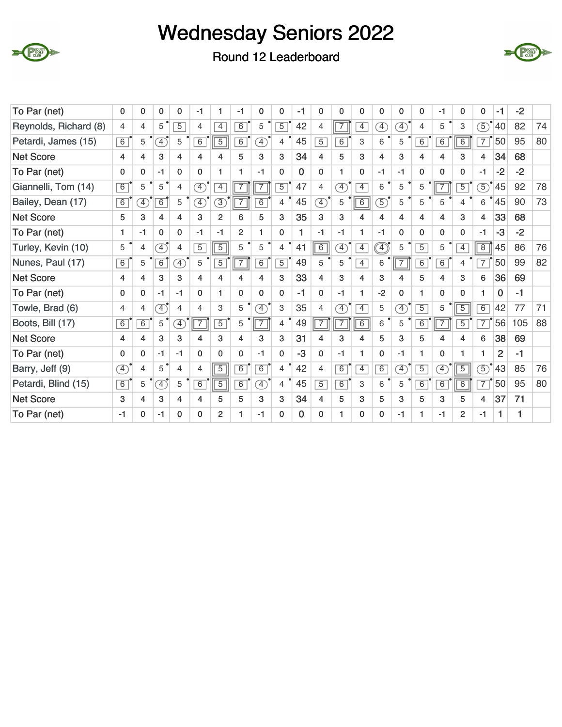# Wednesday Seniors 2022

## Round 12 Leaderboard

| | 1 | 2 | 3 | 4 | 5 | 6 | 7 | 8 | 9 | Out | 10 | 11 | 12 | 13 | 14 | 15 | 16 | 17 | 18 | In | Tot | Gross |
|---|---|---|---|---|---|---|---|---|---|---|---|---|---|---|---|---|---|---|---|---|---|---|
| To Par (net) | 0 | 0 | 0 | 0 | -1 | 1 | -1 | 0 | 0 | -1 | 0 | 0 | 0 | 0 | 0 | 0 | -1 | 0 | 0 | -1 | -2 | |
| Reynolds, Richard (8) | 4 | 4 | 5 | 5 | 4 | 4 | 6 | 5 | 5 | 42 | 4 | 7 | 4 | 4 | 4 | 4 | 5 | 3 | 5 | 40 | 82 | 74 |
| Petardi, James (15) | 6 | 5 | 4 | 5 | 6 | 5 | 6 | 4 | 4 | 45 | 5 | 6 | 3 | 6 | 5 | 6 | 6 | 6 | 7 | 50 | 95 | 80 |
| Net Score | 4 | 4 | 3 | 4 | 4 | 4 | 5 | 3 | 3 | 34 | 4 | 5 | 3 | 4 | 3 | 4 | 4 | 3 | 4 | 34 | 68 | |
| To Par (net) | 0 | 0 | -1 | 0 | 0 | 1 | 1 | -1 | 0 | 0 | 0 | 1 | 0 | -1 | -1 | 0 | 0 | 0 | -1 | -2 | -2 | |
| Giannelli, Tom (14) | 6 | 5 | 5 | 4 | 4 | 4 | 7 | 7 | 5 | 47 | 4 | 4 | 4 | 6 | 5 | 5 | 7 | 5 | 5 | 45 | 92 | 78 |
| Bailey, Dean (17) | 6 | 4 | 6 | 5 | 4 | 3 | 7 | 6 | 4 | 45 | 4 | 5 | 6 | 5 | 5 | 5 | 5 | 4 | 6 | 45 | 90 | 73 |
| Net Score | 5 | 3 | 4 | 4 | 3 | 2 | 6 | 5 | 3 | 35 | 3 | 3 | 4 | 4 | 4 | 4 | 4 | 3 | 4 | 33 | 68 | |
| To Par (net) | 1 | -1 | 0 | 0 | -1 | -1 | 2 | 1 | 0 | 1 | -1 | -1 | 1 | -1 | 0 | 0 | 0 | 0 | -1 | -3 | -2 | |
| Turley, Kevin (10) | 5 | 4 | 4 | 4 | 5 | 5 | 5 | 5 | 4 | 41 | 6 | 4 | 4 | 4 | 5 | 5 | 5 | 4 | 8 | 45 | 86 | 76 |
| Nunes, Paul (17) | 6 | 5 | 6 | 4 | 5 | 5 | 7 | 6 | 5 | 49 | 5 | 5 | 4 | 6 | 7 | 6 | 6 | 4 | 7 | 50 | 99 | 82 |
| Net Score | 4 | 4 | 3 | 3 | 4 | 4 | 4 | 4 | 3 | 33 | 4 | 3 | 4 | 3 | 4 | 5 | 4 | 3 | 6 | 36 | 69 | |
| To Par (net) | 0 | 0 | -1 | -1 | 0 | 1 | 0 | 0 | 0 | -1 | 0 | -1 | 1 | -2 | 0 | 1 | 0 | 0 | 1 | 0 | -1 | |
| Towle, Brad (6) | 4 | 4 | 4 | 4 | 4 | 3 | 5 | 4 | 3 | 35 | 4 | 4 | 4 | 5 | 4 | 5 | 5 | 5 | 6 | 42 | 77 | 71 |
| Boots, Bill (17) | 6 | 6 | 5 | 4 | 7 | 5 | 5 | 7 | 4 | 49 | 7 | 7 | 6 | 6 | 5 | 6 | 7 | 5 | 7 | 56 | 105 | 88 |
| Net Score | 4 | 4 | 3 | 3 | 4 | 3 | 4 | 3 | 3 | 31 | 4 | 3 | 4 | 5 | 3 | 5 | 4 | 4 | 6 | 38 | 69 | |
| To Par (net) | 0 | 0 | -1 | -1 | 0 | 0 | 0 | -1 | 0 | -3 | 0 | -1 | 1 | 0 | -1 | 1 | 0 | 1 | 1 | 2 | -1 | |
| Barry, Jeff (9) | 4 | 4 | 5 | 4 | 4 | 5 | 6 | 6 | 4 | 42 | 4 | 6 | 4 | 6 | 4 | 5 | 4 | 5 | 5 | 43 | 85 | 76 |
| Petardi, Blind (15) | 6 | 5 | 4 | 5 | 6 | 5 | 6 | 4 | 4 | 45 | 5 | 6 | 3 | 6 | 5 | 6 | 6 | 6 | 7 | 50 | 95 | 80 |
| Net Score | 3 | 4 | 3 | 4 | 4 | 5 | 5 | 3 | 3 | 34 | 4 | 5 | 3 | 5 | 3 | 5 | 3 | 5 | 4 | 37 | 71 | |
| To Par (net) | -1 | 0 | -1 | 0 | 0 | 2 | 1 | -1 | 0 | 0 | 0 | 1 | 0 | 0 | -1 | 1 | -1 | 2 | -1 | 1 | 1 | |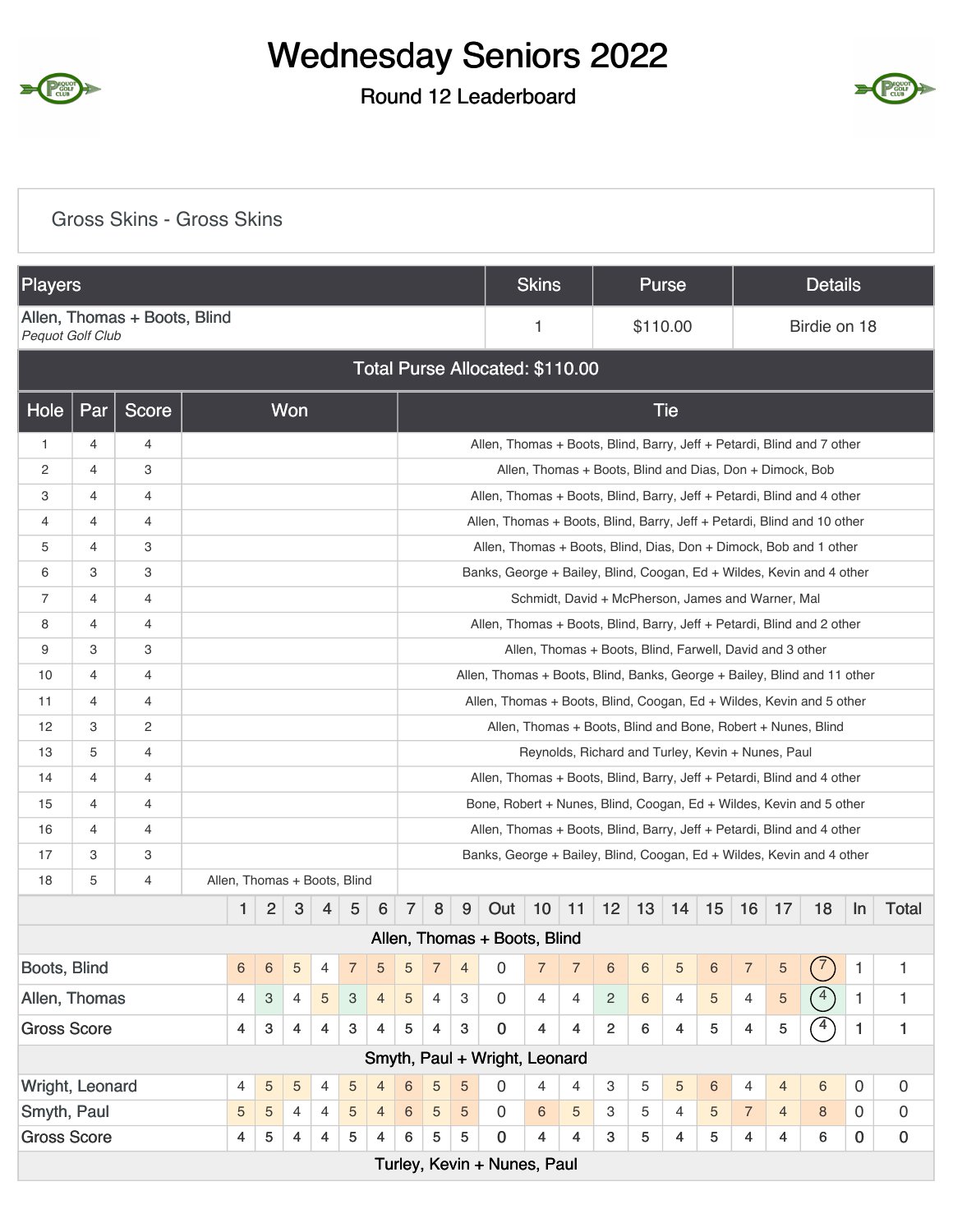# Wednesday Seniors 2022

## Round 12 Leaderboard

### Gross Skins - Gross Skins

| Players | Skins | Purse | Details |
|---|---|---|---|
| Allen, Thomas + Boots, Blind<br>*Pequot Golf Club* | 1 | $110.00 | Birdie on 18 |
| **Total Purse Allocated: $110.00** | | | |

| Hole | Par | Score | Won | Tie |
|---|---|---|---|---|
| 1 | 4 | 4 | | Allen, Thomas + Boots, Blind, Barry, Jeff + Petardi, Blind and 7 other |
| 2 | 4 | 3 | | Allen, Thomas + Boots, Blind and Dias, Don + Dimock, Bob |
| 3 | 4 | 4 | | Allen, Thomas + Boots, Blind, Barry, Jeff + Petardi, Blind and 4 other |
| 4 | 4 | 4 | | Allen, Thomas + Boots, Blind, Barry, Jeff + Petardi, Blind and 10 other |
| 5 | 4 | 3 | | Allen, Thomas + Boots, Blind, Dias, Don + Dimock, Bob and 1 other |
| 6 | 3 | 3 | | Banks, George + Bailey, Blind, Coogan, Ed + Wildes, Kevin and 4 other |
| 7 | 4 | 4 | | Schmidt, David + McPherson, James and Warner, Mal |
| 8 | 4 | 4 | | Allen, Thomas + Boots, Blind, Barry, Jeff + Petardi, Blind and 2 other |
| 9 | 3 | 3 | | Allen, Thomas + Boots, Blind, Farwell, David and 3 other |
| 10 | 4 | 4 | | Allen, Thomas + Boots, Blind, Banks, George + Bailey, Blind and 11 other |
| 11 | 4 | 4 | | Allen, Thomas + Boots, Blind, Coogan, Ed + Wildes, Kevin and 5 other |
| 12 | 3 | 2 | | Allen, Thomas + Boots, Blind and Bone, Robert + Nunes, Blind |
| 13 | 5 | 4 | | Reynolds, Richard and Turley, Kevin + Nunes, Paul |
| 14 | 4 | 4 | | Allen, Thomas + Boots, Blind, Barry, Jeff + Petardi, Blind and 4 other |
| 15 | 4 | 4 | | Bone, Robert + Nunes, Blind, Coogan, Ed + Wildes, Kevin and 5 other |
| 16 | 4 | 4 | | Allen, Thomas + Boots, Blind, Barry, Jeff + Petardi, Blind and 4 other |
| 17 | 3 | 3 | | Banks, George + Bailey, Blind, Coogan, Ed + Wildes, Kevin and 4 other |
| 18 | 5 | 4 | Allen, Thomas + Boots, Blind | |

| | 1 | 2 | 3 | 4 | 5 | 6 | 7 | 8 | 9 | Out | 10 | 11 | 12 | 13 | 14 | 15 | 16 | 17 | 18 | In | Total |
|---|---|---|---|---|---|---|---|---|---|---|---|---|---|---|---|---|---|---|---|---|---|
| **Allen, Thomas + Boots, Blind** | | | | | | | | | | | | | | | | | | | | | |
| Boots, Blind | 6 | 6 | 5 | 4 | 7 | 5 | 5 | 7 | 4 | 0 | 7 | 7 | 6 | 6 | 5 | 6 | 7 | 5 | 7 | 1 | 1 |
| Allen, Thomas | 4 | 3 | 4 | 5 | 3 | 4 | 5 | 4 | 3 | 0 | 4 | 4 | 2 | 6 | 4 | 5 | 4 | 5 | 4 | 1 | 1 |
| Gross Score | 4 | 3 | 4 | 4 | 3 | 4 | 5 | 4 | 3 | 0 | 4 | 4 | 2 | 6 | 4 | 5 | 4 | 5 | 4 | 1 | 1 |
| **Smyth, Paul + Wright, Leonard** | | | | | | | | | | | | | | | | | | | | | |
| Wright, Leonard | 4 | 5 | 5 | 4 | 5 | 4 | 6 | 5 | 5 | 0 | 4 | 4 | 3 | 5 | 5 | 6 | 4 | 4 | 6 | 0 | 0 |
| Smyth, Paul | 5 | 5 | 4 | 4 | 5 | 4 | 6 | 5 | 5 | 0 | 6 | 5 | 3 | 5 | 4 | 5 | 7 | 4 | 8 | 0 | 0 |
| Gross Score | 4 | 5 | 4 | 4 | 5 | 4 | 6 | 5 | 5 | 0 | 4 | 4 | 3 | 5 | 4 | 5 | 4 | 4 | 6 | 0 | 0 |
| **Turley, Kevin + Nunes, Paul** | | | | | | | | | | | | | | | | | | | | | |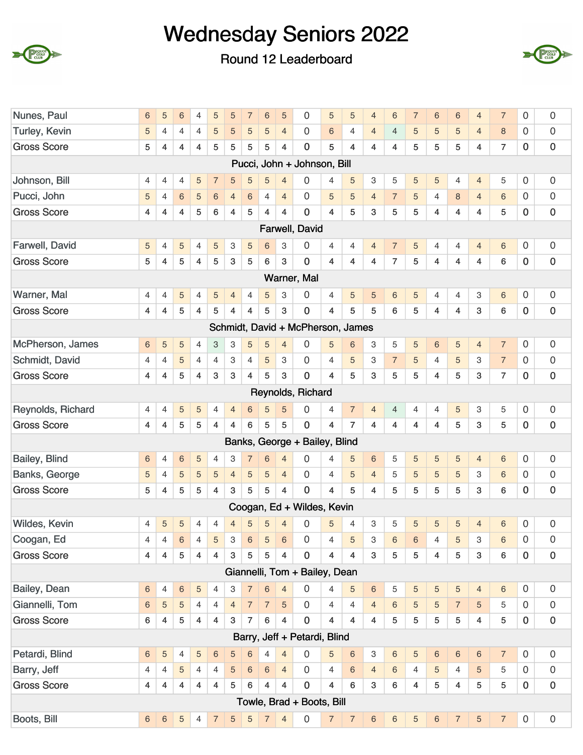# Wednesday Seniors 2022

## Round 12 Leaderboard

| | | | | | | | | | | | | | | | | | | | | |
|---|---|---|---|---|---|---|---|---|---|---|---|---|---|---|---|---|---|---|---|---|
| Nunes, Paul | 6 | 5 | 6 | 4 | 5 | 5 | 7 | 6 | 5 | 0 | 5 | 5 | 4 | 6 | 7 | 6 | 6 | 4 | 7 | 0 | 0 |
| Turley, Kevin | 5 | 4 | 4 | 4 | 5 | 5 | 5 | 5 | 4 | 0 | 6 | 4 | 4 | 4 | 5 | 5 | 5 | 4 | 8 | 0 | 0 |
| Gross Score | 5 | 4 | 4 | 4 | 5 | 5 | 5 | 5 | 4 | 0 | 5 | 4 | 4 | 4 | 5 | 5 | 5 | 4 | 7 | 0 | 0 |
| **Pucci, John + Johnson, Bill** | | | | | | | | | | | | | | | | | | | | | |
| Johnson, Bill | 4 | 4 | 4 | 5 | 7 | 5 | 5 | 5 | 4 | 0 | 4 | 5 | 3 | 5 | 5 | 5 | 4 | 4 | 5 | 0 | 0 |
| Pucci, John | 5 | 4 | 6 | 5 | 6 | 4 | 6 | 4 | 4 | 0 | 5 | 5 | 4 | 7 | 5 | 4 | 8 | 4 | 6 | 0 | 0 |
| Gross Score | 4 | 4 | 4 | 5 | 6 | 4 | 5 | 4 | 4 | 0 | 4 | 5 | 3 | 5 | 5 | 4 | 4 | 4 | 5 | 0 | 0 |
| **Farwell, David** | | | | | | | | | | | | | | | | | | | | | |
| Farwell, David | 5 | 4 | 5 | 4 | 5 | 3 | 5 | 6 | 3 | 0 | 4 | 4 | 4 | 7 | 5 | 4 | 4 | 4 | 6 | 0 | 0 |
| Gross Score | 5 | 4 | 5 | 4 | 5 | 3 | 5 | 6 | 3 | 0 | 4 | 4 | 4 | 7 | 5 | 4 | 4 | 4 | 6 | 0 | 0 |
| **Warner, Mal** | | | | | | | | | | | | | | | | | | | | | |
| Warner, Mal | 4 | 4 | 5 | 4 | 5 | 4 | 4 | 5 | 3 | 0 | 4 | 5 | 5 | 6 | 5 | 4 | 4 | 3 | 6 | 0 | 0 |
| Gross Score | 4 | 4 | 5 | 4 | 5 | 4 | 4 | 5 | 3 | 0 | 4 | 5 | 5 | 6 | 5 | 4 | 4 | 3 | 6 | 0 | 0 |
| **Schmidt, David + McPherson, James** | | | | | | | | | | | | | | | | | | | | | |
| McPherson, James | 6 | 5 | 5 | 4 | 3 | 3 | 5 | 5 | 4 | 0 | 5 | 6 | 3 | 5 | 5 | 6 | 5 | 4 | 7 | 0 | 0 |
| Schmidt, David | 4 | 4 | 5 | 4 | 4 | 3 | 4 | 5 | 3 | 0 | 4 | 5 | 3 | 7 | 5 | 4 | 5 | 3 | 7 | 0 | 0 |
| Gross Score | 4 | 4 | 5 | 4 | 3 | 3 | 4 | 5 | 3 | 0 | 4 | 5 | 3 | 5 | 5 | 4 | 5 | 3 | 7 | 0 | 0 |
| **Reynolds, Richard** | | | | | | | | | | | | | | | | | | | | | |
| Reynolds, Richard | 4 | 4 | 5 | 5 | 4 | 4 | 6 | 5 | 5 | 0 | 4 | 7 | 4 | 4 | 4 | 4 | 5 | 3 | 5 | 0 | 0 |
| Gross Score | 4 | 4 | 5 | 5 | 4 | 4 | 6 | 5 | 5 | 0 | 4 | 7 | 4 | 4 | 4 | 4 | 5 | 3 | 5 | 0 | 0 |
| **Banks, George + Bailey, Blind** | | | | | | | | | | | | | | | | | | | | | |
| Bailey, Blind | 6 | 4 | 6 | 5 | 4 | 3 | 7 | 6 | 4 | 0 | 4 | 5 | 6 | 5 | 5 | 5 | 5 | 4 | 6 | 0 | 0 |
| Banks, George | 5 | 4 | 5 | 5 | 5 | 4 | 5 | 5 | 4 | 0 | 4 | 5 | 4 | 5 | 5 | 5 | 5 | 3 | 6 | 0 | 0 |
| Gross Score | 5 | 4 | 5 | 5 | 4 | 3 | 5 | 5 | 4 | 0 | 4 | 5 | 4 | 5 | 5 | 5 | 5 | 3 | 6 | 0 | 0 |
| **Coogan, Ed + Wildes, Kevin** | | | | | | | | | | | | | | | | | | | | | |
| Wildes, Kevin | 4 | 5 | 5 | 4 | 4 | 4 | 5 | 5 | 4 | 0 | 5 | 4 | 3 | 5 | 5 | 5 | 5 | 4 | 6 | 0 | 0 |
| Coogan, Ed | 4 | 4 | 6 | 4 | 5 | 3 | 6 | 5 | 6 | 0 | 4 | 5 | 3 | 6 | 6 | 4 | 5 | 3 | 6 | 0 | 0 |
| Gross Score | 4 | 4 | 5 | 4 | 4 | 3 | 5 | 5 | 4 | 0 | 4 | 4 | 3 | 5 | 5 | 4 | 5 | 3 | 6 | 0 | 0 |
| **Giannelli, Tom + Bailey, Dean** | | | | | | | | | | | | | | | | | | | | | |
| Bailey, Dean | 6 | 4 | 6 | 5 | 4 | 3 | 7 | 6 | 4 | 0 | 4 | 5 | 6 | 5 | 5 | 5 | 5 | 4 | 6 | 0 | 0 |
| Giannelli, Tom | 6 | 5 | 5 | 4 | 4 | 4 | 7 | 7 | 5 | 0 | 4 | 4 | 4 | 6 | 5 | 5 | 7 | 5 | 5 | 0 | 0 |
| Gross Score | 6 | 4 | 5 | 4 | 4 | 3 | 7 | 6 | 4 | 0 | 4 | 4 | 4 | 5 | 5 | 5 | 5 | 4 | 5 | 0 | 0 |
| **Barry, Jeff + Petardi, Blind** | | | | | | | | | | | | | | | | | | | | | |
| Petardi, Blind | 6 | 5 | 4 | 5 | 6 | 5 | 6 | 4 | 4 | 0 | 5 | 6 | 3 | 6 | 5 | 6 | 6 | 6 | 7 | 0 | 0 |
| Barry, Jeff | 4 | 4 | 5 | 4 | 4 | 5 | 6 | 6 | 4 | 0 | 4 | 6 | 4 | 6 | 4 | 5 | 4 | 5 | 5 | 0 | 0 |
| Gross Score | 4 | 4 | 4 | 4 | 4 | 5 | 6 | 4 | 4 | 0 | 4 | 6 | 3 | 6 | 4 | 5 | 4 | 5 | 5 | 0 | 0 |
| **Towle, Brad + Boots, Bill** | | | | | | | | | | | | | | | | | | | | | |
| Boots, Bill | 6 | 6 | 5 | 4 | 7 | 5 | 5 | 7 | 4 | 0 | 7 | 7 | 6 | 6 | 5 | 6 | 7 | 5 | 7 | 0 | 0 |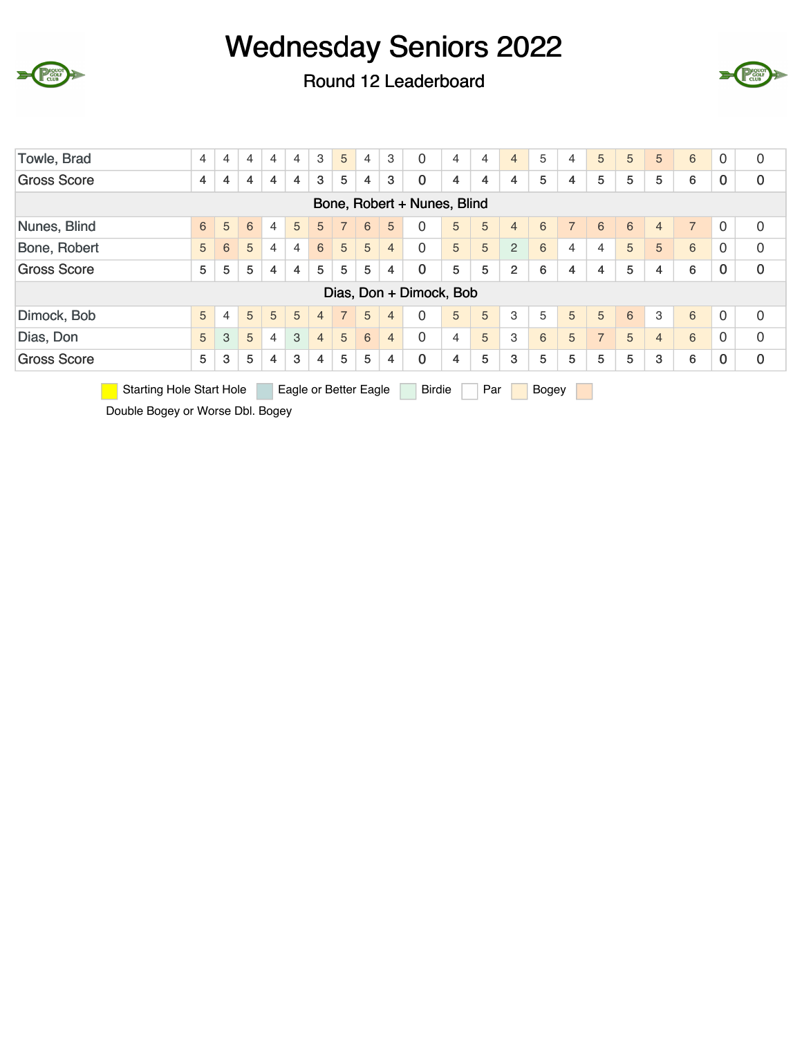# Wednesday Seniors 2022

## Round 12 Leaderboard

| | | | | | | | | | | | | | | | | | | | | | |
|---|---|---|---|---|---|---|---|---|---|---|---|---|---|---|---|---|---|---|---|---|---|
| Towle, Brad | 4 | 4 | 4 | 4 | 4 | 3 | 5 | 4 | 3 | 0 | 4 | 4 | 4 | 5 | 4 | 5 | 5 | 5 | 6 | 0 | 0 |
| Gross Score | 4 | 4 | 4 | 4 | 4 | 3 | 5 | 4 | 3 | 0 | 4 | 4 | 4 | 5 | 4 | 5 | 5 | 5 | 6 | 0 | 0 |
| Bone, Robert + Nunes, Blind | | | | | | | | | | | | | | | | | | | | | |
| Nunes, Blind | 6 | 5 | 6 | 4 | 5 | 5 | 7 | 6 | 5 | 0 | 5 | 5 | 4 | 6 | 7 | 6 | 6 | 4 | 7 | 0 | 0 |
| Bone, Robert | 5 | 6 | 5 | 4 | 4 | 6 | 5 | 5 | 4 | 0 | 5 | 5 | 2 | 6 | 4 | 4 | 5 | 5 | 6 | 0 | 0 |
| Gross Score | 5 | 5 | 5 | 4 | 4 | 5 | 5 | 5 | 4 | 0 | 5 | 5 | 2 | 6 | 4 | 4 | 5 | 4 | 6 | 0 | 0 |
| Dias, Don + Dimock, Bob | | | | | | | | | | | | | | | | | | | | | |
| Dimock, Bob | 5 | 4 | 5 | 5 | 5 | 4 | 7 | 5 | 4 | 0 | 5 | 5 | 3 | 5 | 5 | 5 | 6 | 3 | 6 | 0 | 0 |
| Dias, Don | 5 | 3 | 5 | 4 | 3 | 4 | 5 | 6 | 4 | 0 | 4 | 5 | 3 | 6 | 5 | 7 | 5 | 4 | 6 | 0 | 0 |
| Gross Score | 5 | 3 | 5 | 4 | 3 | 4 | 5 | 5 | 4 | 0 | 4 | 5 | 3 | 5 | 5 | 5 | 5 | 3 | 6 | 0 | 0 |

Starting Hole Start Hole | Eagle or Better Eagle | Birdie | Par | Bogey | Double Bogey or Worse Dbl. Bogey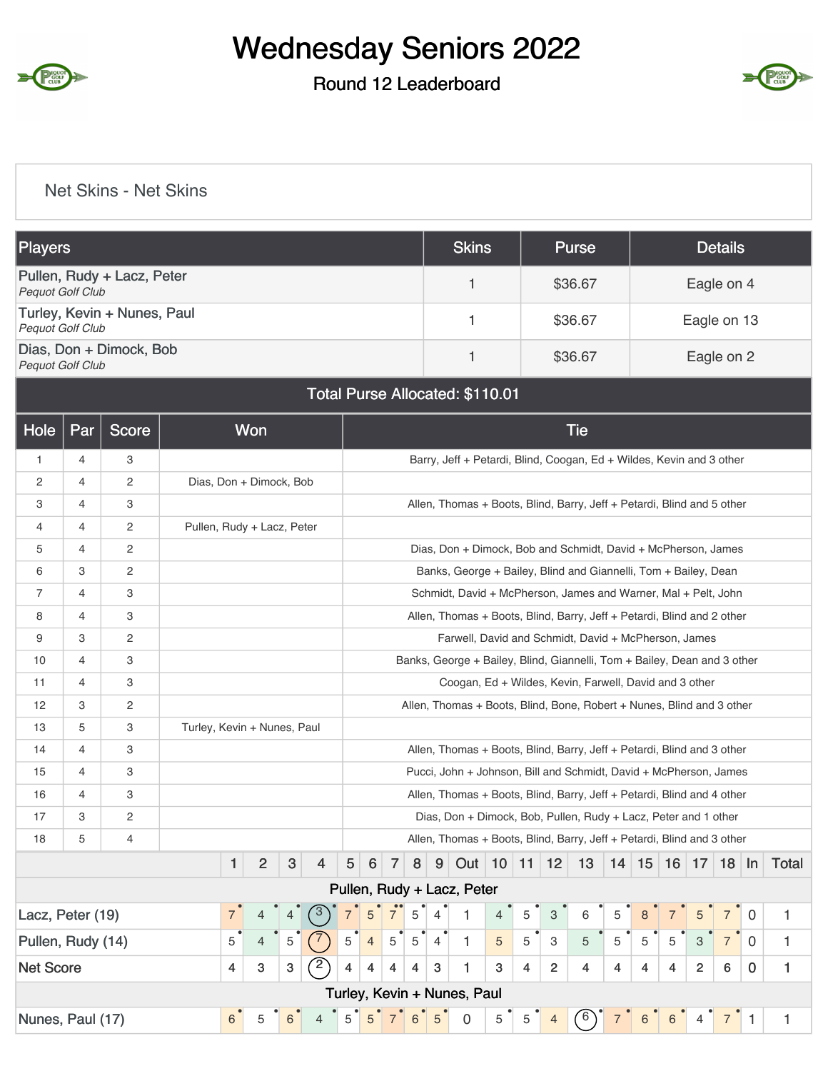# Wednesday Seniors 2022

## Round 12 Leaderboard

### Net Skins - Net Skins

| Players | Skins | Purse | Details |
|---|---|---|---|
| Pullen, Rudy + Lacz, Peter<br>*Pequot Golf Club* | 1 | $36.67 | Eagle on 4 |
| Turley, Kevin + Nunes, Paul<br>*Pequot Golf Club* | 1 | $36.67 | Eagle on 13 |
| Dias, Don + Dimock, Bob<br>*Pequot Golf Club* | 1 | $36.67 | Eagle on 2 |

**Total Purse Allocated: $110.01**

| Hole | Par | Score | Won | Tie |
|---|---|---|---|---|
| 1 | 4 | 3 | | Barry, Jeff + Petardi, Blind, Coogan, Ed + Wildes, Kevin and 3 other |
| 2 | 4 | 2 | Dias, Don + Dimock, Bob | |
| 3 | 4 | 3 | | Allen, Thomas + Boots, Blind, Barry, Jeff + Petardi, Blind and 5 other |
| 4 | 4 | 2 | Pullen, Rudy + Lacz, Peter | |
| 5 | 4 | 2 | | Dias, Don + Dimock, Bob and Schmidt, David + McPherson, James |
| 6 | 3 | 2 | | Banks, George + Bailey, Blind and Giannelli, Tom + Bailey, Dean |
| 7 | 4 | 3 | | Schmidt, David + McPherson, James and Warner, Mal + Pelt, John |
| 8 | 4 | 3 | | Allen, Thomas + Boots, Blind, Barry, Jeff + Petardi, Blind and 2 other |
| 9 | 3 | 2 | | Farwell, David and Schmidt, David + McPherson, James |
| 10 | 4 | 3 | | Banks, George + Bailey, Blind, Giannelli, Tom + Bailey, Dean and 3 other |
| 11 | 4 | 3 | | Coogan, Ed + Wildes, Kevin, Farwell, David and 3 other |
| 12 | 3 | 2 | | Allen, Thomas + Boots, Blind, Bone, Robert + Nunes, Blind and 3 other |
| 13 | 5 | 3 | Turley, Kevin + Nunes, Paul | |
| 14 | 4 | 3 | | Allen, Thomas + Boots, Blind, Barry, Jeff + Petardi, Blind and 3 other |
| 15 | 4 | 3 | | Pucci, John + Johnson, Bill and Schmidt, David + McPherson, James |
| 16 | 4 | 3 | | Allen, Thomas + Boots, Blind, Barry, Jeff + Petardi, Blind and 4 other |
| 17 | 3 | 2 | | Dias, Don + Dimock, Bob, Pullen, Rudy + Lacz, Peter and 1 other |
| 18 | 5 | 4 | | Allen, Thomas + Boots, Blind, Barry, Jeff + Petardi, Blind and 3 other |

| | 1 | 2 | 3 | 4 | 5 | 6 | 7 | 8 | 9 | Out | 10 | 11 | 12 | 13 | 14 | 15 | 16 | 17 | 18 | In | Total |
|---|---|---|---|---|---|---|---|---|---|---|---|---|---|---|---|---|---|---|---|---|---|
| **Pullen, Rudy + Lacz, Peter** | | | | | | | | | | | | | | | | | | | | | |
| Lacz, Peter (19) | 7 | 4 | 4 | 3 | 7 | 5 | 7 | 5 | 4 | 1 | 4 | 5 | 3 | 6 | 5 | 8 | 7 | 5 | 7 | 0 | 1 |
| Pullen, Rudy (14) | 5 | 4 | 5 | 7 | 5 | 4 | 5 | 5 | 4 | 1 | 5 | 5 | 3 | 5 | 5 | 5 | 5 | 3 | 7 | 0 | 1 |
| Net Score | 4 | 3 | 3 | 2 | 4 | 4 | 4 | 4 | 3 | 1 | 3 | 4 | 2 | 4 | 4 | 4 | 4 | 2 | 6 | 0 | 1 |
| **Turley, Kevin + Nunes, Paul** | | | | | | | | | | | | | | | | | | | | | |
| Nunes, Paul (17) | 6 | 5 | 6 | 4 | 5 | 5 | 7 | 6 | 5 | 0 | 5 | 5 | 4 | 6 | 7 | 6 | 6 | 4 | 7 | 1 | 1 |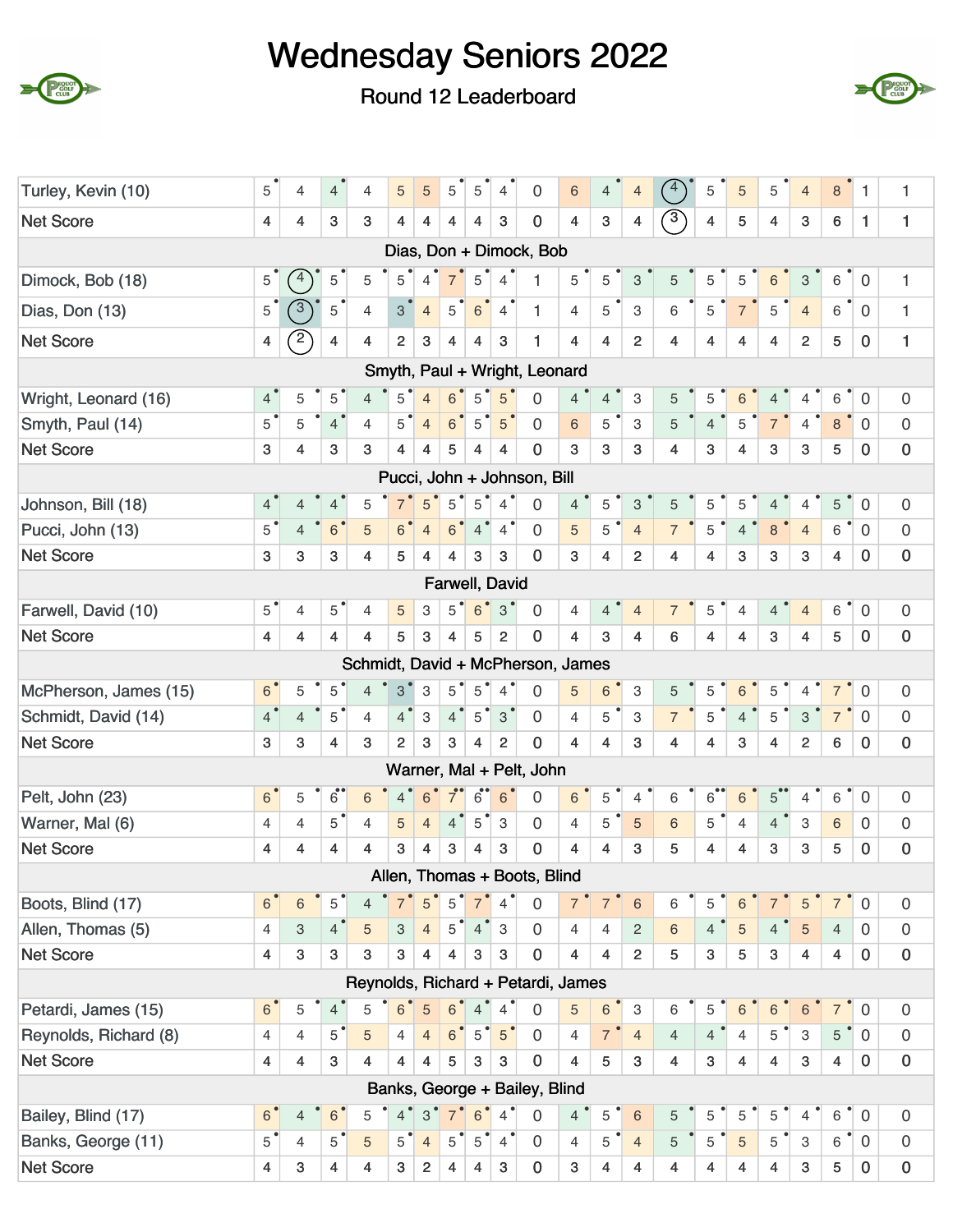# Wednesday Seniors 2022

## Round 12 Leaderboard

| | | | | | | | | | | | | | | | | | | | | | |
|---|---|---|---|---|---|---|---|---|---|---|---|---|---|---|---|---|---|---|---|---|---|
| Turley, Kevin (10) | 5 | 4 | 4 | 4 | 5 | 5 | 5 | 5 | 4 | 0 | 6 | 4 | 4 | 4 | 5 | 5 | 5 | 4 | 8 | 1 | 1 |
| Net Score | 4 | 4 | 3 | 3 | 4 | 4 | 4 | 4 | 3 | 0 | 4 | 3 | 4 | 3 | 4 | 5 | 4 | 3 | 6 | 1 | 1 |
| **Dias, Don + Dimock, Bob** | | | | | | | | | | | | | | | | | | | | | |
| Dimock, Bob (18) | 5 | 4 | 5 | 5 | 5 | 4 | 7 | 5 | 4 | 1 | 5 | 5 | 3 | 5 | 5 | 5 | 6 | 3 | 6 | 0 | 1 |
| Dias, Don (13) | 5 | 3 | 5 | 4 | 3 | 4 | 5 | 6 | 4 | 1 | 4 | 5 | 3 | 6 | 5 | 7 | 5 | 4 | 6 | 0 | 1 |
| Net Score | 4 | 2 | 4 | 4 | 2 | 3 | 4 | 4 | 3 | 1 | 4 | 4 | 2 | 4 | 4 | 4 | 4 | 2 | 5 | 0 | 1 |
| **Smyth, Paul + Wright, Leonard** | | | | | | | | | | | | | | | | | | | | | |
| Wright, Leonard (16) | 4 | 5 | 5 | 4 | 5 | 4 | 6 | 5 | 5 | 0 | 4 | 4 | 3 | 5 | 5 | 6 | 4 | 4 | 6 | 0 | 0 |
| Smyth, Paul (14) | 5 | 5 | 4 | 4 | 5 | 4 | 6 | 5 | 5 | 0 | 6 | 5 | 3 | 5 | 4 | 5 | 7 | 4 | 8 | 0 | 0 |
| Net Score | 3 | 4 | 3 | 3 | 4 | 4 | 5 | 4 | 4 | 0 | 3 | 3 | 3 | 4 | 3 | 4 | 3 | 3 | 5 | 0 | 0 |
| **Pucci, John + Johnson, Bill** | | | | | | | | | | | | | | | | | | | | | |
| Johnson, Bill (18) | 4 | 4 | 4 | 5 | 7 | 5 | 5 | 5 | 4 | 0 | 4 | 5 | 3 | 5 | 5 | 5 | 4 | 4 | 5 | 0 | 0 |
| Pucci, John (13) | 5 | 4 | 6 | 5 | 6 | 4 | 6 | 4 | 4 | 0 | 5 | 5 | 4 | 7 | 5 | 4 | 8 | 4 | 6 | 0 | 0 |
| Net Score | 3 | 3 | 3 | 4 | 5 | 4 | 4 | 3 | 3 | 0 | 3 | 4 | 2 | 4 | 4 | 3 | 3 | 3 | 4 | 0 | 0 |
| **Farwell, David** | | | | | | | | | | | | | | | | | | | | | |
| Farwell, David (10) | 5 | 4 | 5 | 4 | 5 | 3 | 5 | 6 | 3 | 0 | 4 | 4 | 4 | 7 | 5 | 4 | 4 | 4 | 6 | 0 | 0 |
| Net Score | 4 | 4 | 4 | 4 | 5 | 3 | 4 | 5 | 2 | 0 | 4 | 3 | 4 | 6 | 4 | 4 | 3 | 4 | 5 | 0 | 0 |
| **Schmidt, David + McPherson, James** | | | | | | | | | | | | | | | | | | | | | |
| McPherson, James (15) | 6 | 5 | 5 | 4 | 3 | 3 | 5 | 5 | 4 | 0 | 5 | 6 | 3 | 5 | 5 | 6 | 5 | 4 | 7 | 0 | 0 |
| Schmidt, David (14) | 4 | 4 | 5 | 4 | 4 | 3 | 4 | 5 | 3 | 0 | 4 | 5 | 3 | 7 | 5 | 4 | 5 | 3 | 7 | 0 | 0 |
| Net Score | 3 | 3 | 4 | 3 | 2 | 3 | 3 | 4 | 2 | 0 | 4 | 4 | 3 | 4 | 4 | 3 | 4 | 2 | 6 | 0 | 0 |
| **Warner, Mal + Pelt, John** | | | | | | | | | | | | | | | | | | | | | |
| Pelt, John (23) | 6 | 5 | 6 | 6 | 4 | 6 | 7 | 6 | 6 | 0 | 6 | 5 | 4 | 6 | 6 | 6 | 5 | 4 | 6 | 0 | 0 |
| Warner, Mal (6) | 4 | 4 | 5 | 4 | 5 | 4 | 4 | 5 | 3 | 0 | 4 | 5 | 5 | 6 | 5 | 4 | 4 | 3 | 6 | 0 | 0 |
| Net Score | 4 | 4 | 4 | 4 | 3 | 4 | 3 | 4 | 3 | 0 | 4 | 4 | 3 | 5 | 4 | 4 | 3 | 3 | 5 | 0 | 0 |
| **Allen, Thomas + Boots, Blind** | | | | | | | | | | | | | | | | | | | | | |
| Boots, Blind (17) | 6 | 6 | 5 | 4 | 7 | 5 | 5 | 7 | 4 | 0 | 7 | 7 | 6 | 6 | 5 | 6 | 7 | 5 | 7 | 0 | 0 |
| Allen, Thomas (5) | 4 | 3 | 4 | 5 | 3 | 4 | 5 | 4 | 3 | 0 | 4 | 4 | 2 | 6 | 4 | 5 | 4 | 5 | 4 | 0 | 0 |
| Net Score | 4 | 3 | 3 | 3 | 3 | 4 | 4 | 3 | 3 | 0 | 4 | 4 | 2 | 5 | 3 | 5 | 3 | 4 | 4 | 0 | 0 |
| **Reynolds, Richard + Petardi, James** | | | | | | | | | | | | | | | | | | | | | |
| Petardi, James (15) | 6 | 5 | 4 | 5 | 6 | 5 | 6 | 4 | 4 | 0 | 5 | 6 | 3 | 6 | 5 | 6 | 6 | 6 | 7 | 0 | 0 |
| Reynolds, Richard (8) | 4 | 4 | 5 | 5 | 4 | 4 | 6 | 5 | 5 | 0 | 4 | 7 | 4 | 4 | 4 | 4 | 5 | 3 | 5 | 0 | 0 |
| Net Score | 4 | 4 | 3 | 4 | 4 | 4 | 5 | 3 | 3 | 0 | 4 | 5 | 3 | 4 | 3 | 4 | 4 | 3 | 4 | 0 | 0 |
| **Banks, George + Bailey, Blind** | | | | | | | | | | | | | | | | | | | | | |
| Bailey, Blind (17) | 6 | 4 | 6 | 5 | 4 | 3 | 7 | 6 | 4 | 0 | 4 | 5 | 6 | 5 | 5 | 5 | 5 | 4 | 6 | 0 | 0 |
| Banks, George (11) | 5 | 4 | 5 | 5 | 5 | 4 | 5 | 5 | 4 | 0 | 4 | 5 | 4 | 5 | 5 | 5 | 5 | 3 | 6 | 0 | 0 |
| Net Score | 4 | 3 | 4 | 4 | 3 | 2 | 4 | 4 | 3 | 0 | 3 | 4 | 4 | 4 | 4 | 4 | 4 | 3 | 5 | 0 | 0 |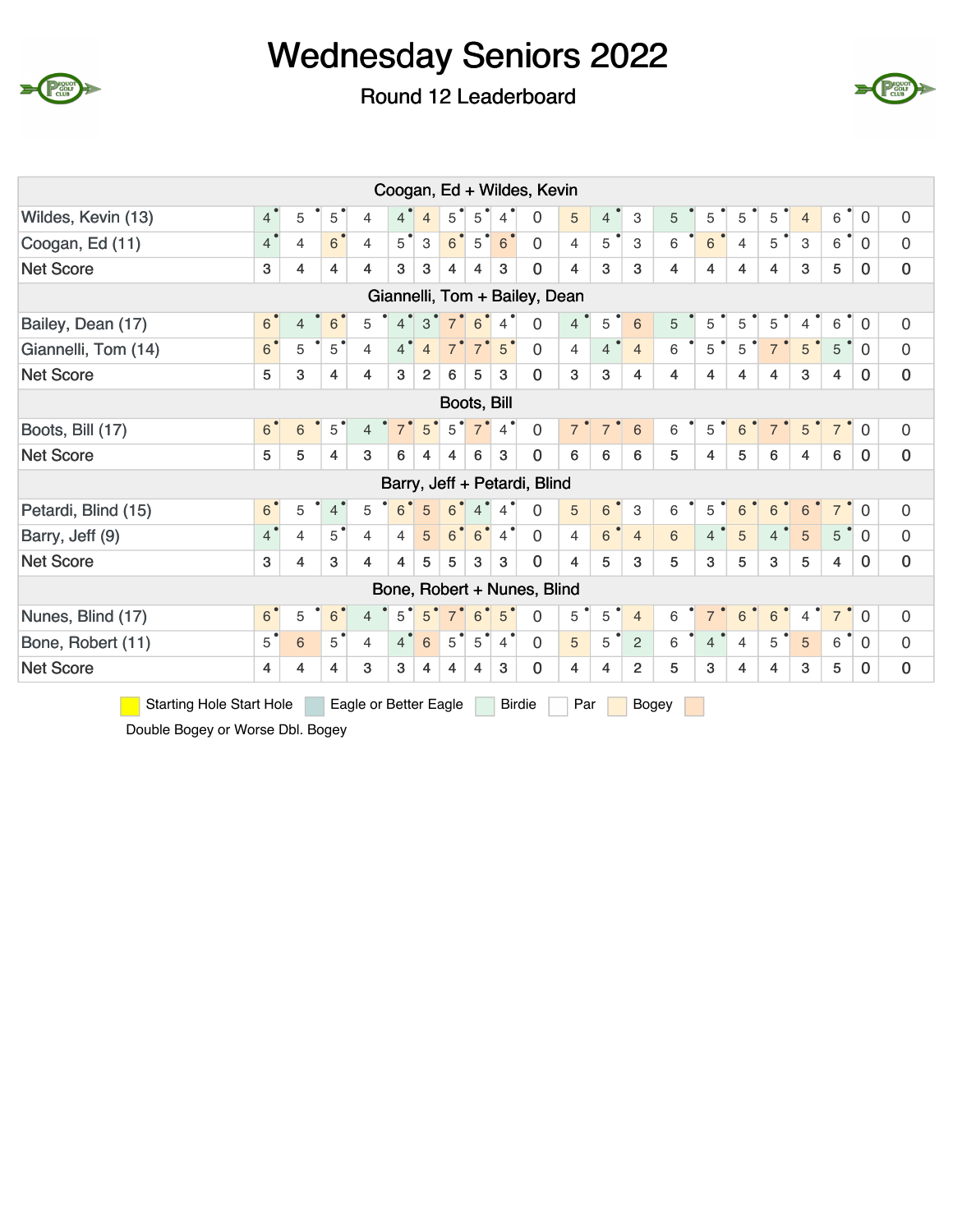# Wednesday Seniors 2022

## Round 12 Leaderboard

| | | | | | | | | | | | | | | | | | | | | | |
|---|---|---|---|---|---|---|---|---|---|---|---|---|---|---|---|---|---|---|---|---|---|
| **Coogan, Ed + Wildes, Kevin** | | | | | | | | | | | | | | | | | | | | | |
| Wildes, Kevin (13) | 4 | 5 | 5 | 4 | 4 | 4 | 5 | 5 | 4 | 0 | 5 | 4 | 3 | 5 | 5 | 5 | 5 | 4 | 6 | 0 | 0 |
| Coogan, Ed (11) | 4 | 4 | 6 | 4 | 5 | 3 | 6 | 5 | 6 | 0 | 4 | 5 | 3 | 6 | 6 | 4 | 5 | 3 | 6 | 0 | 0 |
| Net Score | 3 | 4 | 4 | 4 | 3 | 3 | 4 | 4 | 3 | 0 | 4 | 3 | 3 | 4 | 4 | 4 | 4 | 3 | 5 | 0 | 0 |
| **Giannelli, Tom + Bailey, Dean** | | | | | | | | | | | | | | | | | | | | | |
| Bailey, Dean (17) | 6 | 4 | 6 | 5 | 4 | 3 | 7 | 6 | 4 | 0 | 4 | 5 | 6 | 5 | 5 | 5 | 5 | 4 | 6 | 0 | 0 |
| Giannelli, Tom (14) | 6 | 5 | 5 | 4 | 4 | 4 | 7 | 7 | 5 | 0 | 4 | 4 | 4 | 6 | 5 | 5 | 7 | 5 | 5 | 0 | 0 |
| Net Score | 5 | 3 | 4 | 4 | 3 | 2 | 6 | 5 | 3 | 0 | 3 | 3 | 4 | 4 | 4 | 4 | 4 | 3 | 4 | 0 | 0 |
| **Boots, Bill** | | | | | | | | | | | | | | | | | | | | | |
| Boots, Bill (17) | 6 | 6 | 5 | 4 | 7 | 5 | 5 | 7 | 4 | 0 | 7 | 7 | 6 | 6 | 5 | 6 | 7 | 5 | 7 | 0 | 0 |
| Net Score | 5 | 5 | 4 | 3 | 6 | 4 | 4 | 6 | 3 | 0 | 6 | 6 | 6 | 5 | 4 | 5 | 6 | 4 | 6 | 0 | 0 |
| **Barry, Jeff + Petardi, Blind** | | | | | | | | | | | | | | | | | | | | | |
| Petardi, Blind (15) | 6 | 5 | 4 | 5 | 6 | 5 | 6 | 4 | 4 | 0 | 5 | 6 | 3 | 6 | 5 | 6 | 6 | 6 | 7 | 0 | 0 |
| Barry, Jeff (9) | 4 | 4 | 5 | 4 | 4 | 5 | 6 | 6 | 4 | 0 | 4 | 6 | 4 | 6 | 4 | 5 | 4 | 5 | 5 | 0 | 0 |
| Net Score | 3 | 4 | 3 | 4 | 4 | 5 | 5 | 3 | 3 | 0 | 4 | 5 | 3 | 5 | 3 | 5 | 3 | 5 | 4 | 0 | 0 |
| **Bone, Robert + Nunes, Blind** | | | | | | | | | | | | | | | | | | | | | |
| Nunes, Blind (17) | 6 | 5 | 6 | 4 | 5 | 5 | 7 | 6 | 5 | 0 | 5 | 5 | 4 | 6 | 7 | 6 | 6 | 4 | 7 | 0 | 0 |
| Bone, Robert (11) | 5 | 6 | 5 | 4 | 4 | 6 | 5 | 5 | 4 | 0 | 5 | 5 | 2 | 6 | 4 | 4 | 5 | 5 | 6 | 0 | 0 |
| Net Score | 4 | 4 | 4 | 3 | 3 | 4 | 4 | 4 | 3 | 0 | 4 | 4 | 2 | 5 | 3 | 4 | 4 | 3 | 5 | 0 | 0 |

Starting Hole Start Hole | Eagle or Better Eagle | Birdie | Par | Bogey | Double Bogey or Worse Dbl. Bogey